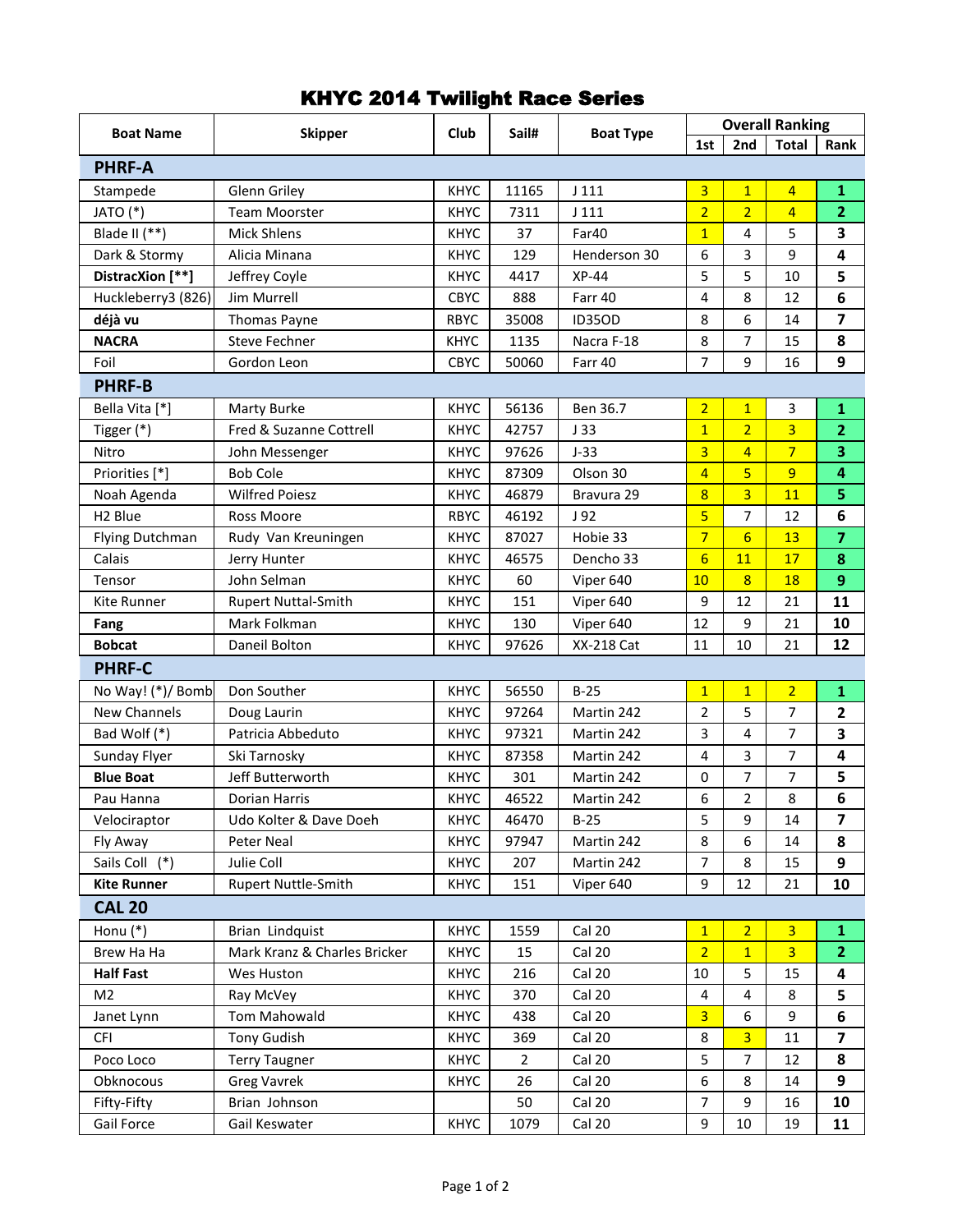# KHYC 2014 Twilight Race Series

| Boat Name | Skipper | Club | Sail# | Boat Type | Overall Ranking | | | |
|---|---|---|---|---|---|---|---|---|
| | | | | | 1st | 2nd | Total | Rank |
| **PHRF-A** | | | | | | | | |
| Stampede | Glenn Griley | KHYC | 11165 | J 111 | 3 | 1 | 4 | **1** |
| JATO (*) | Team Moorster | KHYC | 7311 | J 111 | 2 | 2 | 4 | **2** |
| Blade II (**) | Mick Shlens | KHYC | 37 | Far40 | 1 | 4 | 5 | **3** |
| Dark & Stormy | Alicia Minana | KHYC | 129 | Henderson 30 | 6 | 3 | 9 | **4** |
| **DistracXion [**]** | Jeffrey Coyle | KHYC | 4417 | XP-44 | 5 | 5 | 10 | **5** |
| Huckleberry3 (826) | Jim Murrell | CBYC | 888 | Farr 40 | 4 | 8 | 12 | **6** |
| **déjà vu** | Thomas Payne | RBYC | 35008 | ID35OD | 8 | 6 | 14 | **7** |
| **NACRA** | Steve Fechner | KHYC | 1135 | Nacra F-18 | 8 | 7 | 15 | **8** |
| Foil | Gordon Leon | CBYC | 50060 | Farr 40 | 7 | 9 | 16 | **9** |
| **PHRF-B** | | | | | | | | |
| Bella Vita [*] | Marty Burke | KHYC | 56136 | Ben 36.7 | 2 | 1 | 3 | **1** |
| Tigger (*) | Fred & Suzanne Cottrell | KHYC | 42757 | J 33 | 1 | 2 | 3 | **2** |
| Nitro | John Messenger | KHYC | 97626 | J-33 | 3 | 4 | 7 | **3** |
| Priorities [*] | Bob Cole | KHYC | 87309 | Olson 30 | 4 | 5 | 9 | **4** |
| Noah Agenda | Wilfred Poiesz | KHYC | 46879 | Bravura 29 | 8 | 3 | 11 | **5** |
| H2 Blue | Ross Moore | RBYC | 46192 | J 92 | 5 | 7 | 12 | **6** |
| Flying Dutchman | Rudy Van Kreuningen | KHYC | 87027 | Hobie 33 | 7 | 6 | 13 | **7** |
| Calais | Jerry Hunter | KHYC | 46575 | Dencho 33 | 6 | 11 | 17 | **8** |
| Tensor | John Selman | KHYC | 60 | Viper 640 | 10 | 8 | 18 | **9** |
| Kite Runner | Rupert Nuttal-Smith | KHYC | 151 | Viper 640 | 9 | 12 | 21 | **11** |
| **Fang** | Mark Folkman | KHYC | 130 | Viper 640 | 12 | 9 | 21 | **10** |
| **Bobcat** | Daneil Bolton | KHYC | 97626 | XX-218 Cat | 11 | 10 | 21 | **12** |
| **PHRF-C** | | | | | | | | |
| No Way! (*)/ Bomb | Don Souther | KHYC | 56550 | B-25 | 1 | 1 | 2 | **1** |
| New Channels | Doug Laurin | KHYC | 97264 | Martin 242 | 2 | 5 | 7 | **2** |
| Bad Wolf (*) | Patricia Abbeduto | KHYC | 97321 | Martin 242 | 3 | 4 | 7 | **3** |
| Sunday Flyer | Ski Tarnosky | KHYC | 87358 | Martin 242 | 4 | 3 | 7 | **4** |
| **Blue Boat** | Jeff Butterworth | KHYC | 301 | Martin 242 | 0 | 7 | 7 | **5** |
| Pau Hanna | Dorian Harris | KHYC | 46522 | Martin 242 | 6 | 2 | 8 | **6** |
| Velociraptor | Udo Kolter & Dave Doeh | KHYC | 46470 | B-25 | 5 | 9 | 14 | **7** |
| Fly Away | Peter Neal | KHYC | 97947 | Martin 242 | 8 | 6 | 14 | **8** |
| Sails Coll (*) | Julie Coll | KHYC | 207 | Martin 242 | 7 | 8 | 15 | **9** |
| **Kite Runner** | Rupert Nuttle-Smith | KHYC | 151 | Viper 640 | 9 | 12 | 21 | **10** |
| **CAL 20** | | | | | | | | |
| Honu (*) | Brian Lindquist | KHYC | 1559 | Cal 20 | 1 | 2 | 3 | **1** |
| Brew Ha Ha | Mark Kranz & Charles Bricker | KHYC | 15 | Cal 20 | 2 | 1 | 3 | **2** |
| **Half Fast** | Wes Huston | KHYC | 216 | Cal 20 | 10 | 5 | 15 | **4** |
| M2 | Ray McVey | KHYC | 370 | Cal 20 | 4 | 4 | 8 | **5** |
| Janet Lynn | Tom Mahowald | KHYC | 438 | Cal 20 | 3 | 6 | 9 | **6** |
| CFI | Tony Gudish | KHYC | 369 | Cal 20 | 8 | 3 | 11 | **7** |
| Poco Loco | Terry Taugner | KHYC | 2 | Cal 20 | 5 | 7 | 12 | **8** |
| Obknocous | Greg Vavrek | KHYC | 26 | Cal 20 | 6 | 8 | 14 | **9** |
| Fifty-Fifty | Brian Johnson | | 50 | Cal 20 | 7 | 9 | 16 | **10** |
| Gail Force | Gail Keswater | KHYC | 1079 | Cal 20 | 9 | 10 | 19 | **11** |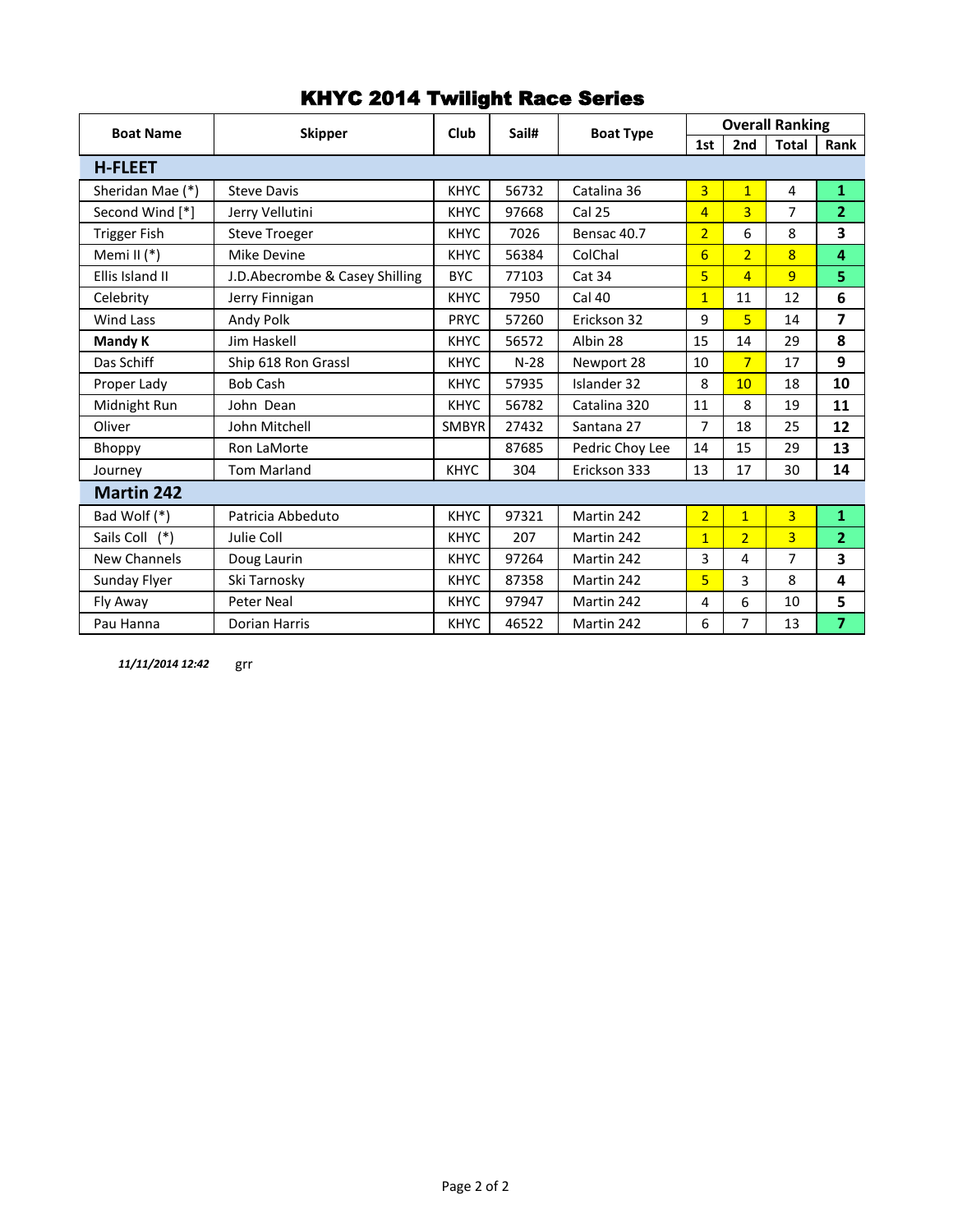# KHYC 2014 Twilight Race Series

| Boat Name | Skipper | Club | Sail# | Boat Type | Overall Ranking | | | |
|---|---|---|---|---|---|---|---|---|
| | | | | | 1st | 2nd | Total | Rank |
| **H-FLEET** | | | | | | | | |
| Sheridan Mae (*) | Steve Davis | KHYC | 56732 | Catalina 36 | 3 | 1 | 4 | **1** |
| Second Wind [*] | Jerry Vellutini | KHYC | 97668 | Cal 25 | 4 | 3 | 7 | **2** |
| Trigger Fish | Steve Troeger | KHYC | 7026 | Bensac 40.7 | 2 | 6 | 8 | **3** |
| Memi II (*) | Mike Devine | KHYC | 56384 | ColChal | 6 | 2 | 8 | **4** |
| Ellis Island II | J.D.Abecrombe & Casey Shilling | BYC | 77103 | Cat 34 | 5 | 4 | 9 | **5** |
| Celebrity | Jerry Finnigan | KHYC | 7950 | Cal 40 | 1 | 11 | 12 | **6** |
| Wind Lass | Andy Polk | PRYC | 57260 | Erickson 32 | 9 | 5 | 14 | **7** |
| **Mandy K** | Jim Haskell | KHYC | 56572 | Albin 28 | 15 | 14 | 29 | **8** |
| Das Schiff | Ship 618 Ron Grassl | KHYC | N-28 | Newport 28 | 10 | 7 | 17 | **9** |
| Proper Lady | Bob Cash | KHYC | 57935 | Islander 32 | 8 | 10 | 18 | **10** |
| Midnight Run | John Dean | KHYC | 56782 | Catalina 320 | 11 | 8 | 19 | **11** |
| Oliver | John Mitchell | SMBYR | 27432 | Santana 27 | 7 | 18 | 25 | **12** |
| Bhoppy | Ron LaMorte | | 87685 | Pedric Choy Lee | 14 | 15 | 29 | **13** |
| Journey | Tom Marland | KHYC | 304 | Erickson 333 | 13 | 17 | 30 | **14** |
| **Martin 242** | | | | | | | | |
| Bad Wolf (*) | Patricia Abbeduto | KHYC | 97321 | Martin 242 | 2 | 1 | 3 | **1** |
| Sails Coll (*) | Julie Coll | KHYC | 207 | Martin 242 | 1 | 2 | 3 | **2** |
| New Channels | Doug Laurin | KHYC | 97264 | Martin 242 | 3 | 4 | 7 | **3** |
| Sunday Flyer | Ski Tarnosky | KHYC | 87358 | Martin 242 | 5 | 3 | 8 | **4** |
| Fly Away | Peter Neal | KHYC | 97947 | Martin 242 | 4 | 6 | 10 | **5** |
| Pau Hanna | Dorian Harris | KHYC | 46522 | Martin 242 | 6 | 7 | 13 | **7** |

***11/11/2014 12:42*** grr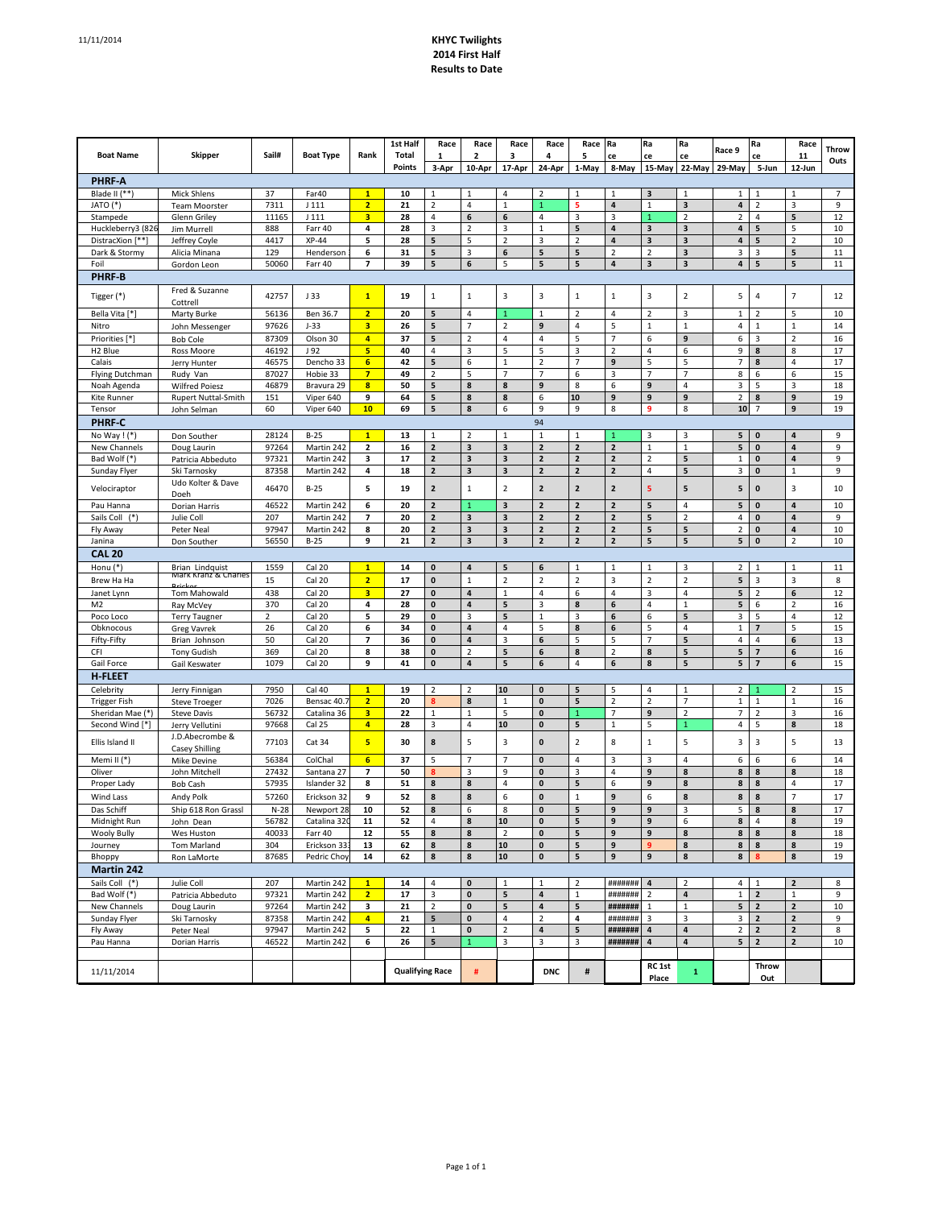# KHYC Twilights
## 2014 First Half
## Results to Date

| Boat Name | Skipper | Sail# | Boat Type | Rank | 1st Half Total Points | Race 1 3-Apr | Race 2 10-Apr | Race 3 17-Apr | Race 4 24-Apr | Race 5 1-May | Race 8-May | Race 15-May | Race 22-May | Race 9 29-May | Race 5-Jun | Race 11 12-Jun | Throw Outs |
|---|---|---|---|---|---|---|---|---|---|---|---|---|---|---|---|---|---|
| **PHRF-A** | | | | | | | | | | | | | | | | | |
| Blade II (**) | Mick Shlens | 37 | Far40 | 1 | 10 | 1 | 1 | 4 | 2 | 1 | 1 | 3 | 1 | 1 | 1 | 1 | 7 |
| JATO (*) | Team Moorster | 7311 | J 111 | 2 | 21 | 2 | 4 | 1 | 1 | 5 | 4 | 1 | 3 | 4 | 2 | 3 | 9 |
| Stampede | Glenn Griley | 11165 | J 111 | 3 | 28 | 4 | 6 | 6 | 4 | 3 | 3 | 1 | 2 | 2 | 4 | 5 | 12 |
| Huckleberry3 (826 | Jim Murrell | 888 | Farr 40 | 4 | 28 | 3 | 2 | 3 | 1 | 5 | 4 | 3 | 3 | 4 | 5 | 5 | 10 |
| DistracXion [**] | Jeffrey Coyle | 4417 | XP-44 | 5 | 28 | 5 | 5 | 2 | 3 | 2 | 4 | 3 | 3 | 4 | 5 | 2 | 10 |
| Dark & Stormy | Alicia Minana | 129 | Henderson | 6 | 31 | 5 | 3 | 6 | 5 | 5 | 2 | 2 | 3 | 3 | 3 | 5 | 11 |
| Foil | Gordon Leon | 50060 | Farr 40 | 7 | 39 | 5 | 6 | 5 | 5 | 5 | 4 | 3 | 3 | 4 | 5 | 5 | 11 |
| **PHRF-B** | | | | | | | | | | | | | | | | | |
| Tigger (*) | Fred & Suzanne Cottrell | 42757 | J 33 | 1 | 19 | 1 | 1 | 3 | 3 | 1 | 1 | 3 | 2 | 5 | 4 | 7 | 12 |
| Bella Vita [*] | Marty Burke | 56136 | Ben 36.7 | 2 | 20 | 5 | 4 | 1 | 1 | 2 | 4 | 2 | 3 | 1 | 2 | 5 | 10 |
| Nitro | John Messenger | 97626 | J-33 | 3 | 26 | 5 | 7 | 2 | 9 | 4 | 5 | 1 | 1 | 4 | 1 | 1 | 14 |
| Priorities [*] | Bob Cole | 87309 | Olson 30 | 4 | 37 | 5 | 2 | 4 | 4 | 5 | 7 | 6 | 9 | 6 | 3 | 2 | 16 |
| H2 Blue | Ross Moore | 46192 | J 92 | 5 | 40 | 4 | 3 | 5 | 5 | 3 | 2 | 4 | 6 | 9 | 8 | 8 | 17 |
| Calais | Jerry Hunter | 46575 | Dencho 33 | 6 | 42 | 5 | 6 | 1 | 2 | 7 | 9 | 5 | 5 | 7 | 8 | 4 | 17 |
| Flying Dutchman | Rudy Van | 87027 | Hobie 33 | 7 | 49 | 2 | 5 | 7 | 7 | 6 | 3 | 7 | 7 | 8 | 6 | 6 | 15 |
| Noah Agenda | Wilfred Poiesz | 46879 | Bravura 29 | 8 | 50 | 5 | 8 | 8 | 9 | 8 | 6 | 9 | 4 | 3 | 5 | 3 | 18 |
| Kite Runner | Rupert Nuttal-Smith | 151 | Viper 640 | 9 | 64 | 5 | 8 | 8 | 6 | 10 | 9 | 9 | 9 | 2 | 8 | 9 | 19 |
| Tensor | John Selman | 60 | Viper 640 | 10 | 69 | 5 | 8 | 6 | 9 | 9 | 8 | 9 | 8 | 10 | 7 | 9 | 19 |
| **PHRF-C** | | | | | | | | | 94 | | | | | | | | |
| No Way ! (*) | Don Souther | 28124 | B-25 | 1 | 13 | 1 | 2 | 1 | 1 | 1 | 1 | 3 | 3 | 5 | 0 | 4 | 9 |
| New Channels | Doug Laurin | 97264 | Martin 242 | 2 | 16 | 2 | 3 | 3 | 2 | 2 | 2 | 1 | 1 | 5 | 0 | 4 | 9 |
| Bad Wolf (*) | Patricia Abbeduto | 97321 | Martin 242 | 3 | 17 | 2 | 3 | 3 | 2 | 2 | 2 | 2 | 5 | 1 | 0 | 4 | 9 |
| Sunday Flyer | Ski Tarnosky | 87358 | Martin 242 | 4 | 18 | 2 | 3 | 3 | 2 | 2 | 2 | 4 | 5 | 3 | 0 | 1 | 9 |
| Velociraptor | Udo Kolter & Dave Doeh | 46470 | B-25 | 5 | 19 | 2 | 1 | 2 | 2 | 2 | 2 | 5 | 5 | 5 | 0 | 3 | 10 |
| Pau Hanna | Dorian Harris | 46522 | Martin 242 | 6 | 20 | 2 | 1 | 3 | 2 | 2 | 2 | 5 | 4 | 5 | 0 | 4 | 10 |
| Sails Coll (*) | Julie Coll | 207 | Martin 242 | 7 | 20 | 2 | 3 | 3 | 2 | 2 | 2 | 5 | 2 | 4 | 0 | 4 | 9 |
| Fly Away | Peter Neal | 97947 | Martin 242 | 8 | 20 | 2 | 3 | 3 | 2 | 2 | 2 | 5 | 5 | 2 | 0 | 4 | 10 |
| Janina | Don Souther | 56550 | B-25 | 9 | 21 | 2 | 3 | 3 | 2 | 2 | 2 | 5 | 5 | 5 | 0 | 2 | 10 |
| **CAL 20** | | | | | | | | | | | | | | | | | |
| Honu (*) | Brian Lindquist | 1559 | Cal 20 | 1 | 14 | 0 | 4 | 5 | 6 | 1 | 1 | 1 | 3 | 2 | 1 | 1 | 11 |
| Brew Ha Ha | Mark Kranz & Charles Bricker | 15 | Cal 20 | 2 | 17 | 0 | 1 | 2 | 2 | 2 | 3 | 2 | 2 | 5 | 3 | 3 | 8 |
| Janet Lynn | Tom Mahowald | 438 | Cal 20 | 3 | 27 | 0 | 4 | 1 | 4 | 6 | 4 | 3 | 4 | 5 | 2 | 6 | 12 |
| M2 | Ray McVey | 370 | Cal 20 | 4 | 28 | 0 | 4 | 5 | 3 | 8 | 6 | 4 | 1 | 5 | 6 | 2 | 16 |
| Poco Loco | Terry Taugner | 2 | Cal 20 | 5 | 29 | 0 | 3 | 5 | 1 | 3 | 6 | 6 | 5 | 3 | 5 | 4 | 12 |
| Obknocous | Greg Vavrek | 26 | Cal 20 | 6 | 34 | 0 | 4 | 4 | 5 | 8 | 6 | 5 | 4 | 1 | 7 | 5 | 15 |
| Fifty-Fifty | Brian Johnson | 50 | Cal 20 | 7 | 36 | 0 | 4 | 3 | 6 | 5 | 5 | 7 | 5 | 4 | 4 | 6 | 13 |
| CFI | Tony Gudish | 369 | Cal 20 | 8 | 38 | 0 | 2 | 5 | 6 | 8 | 2 | 8 | 5 | 5 | 7 | 6 | 16 |
| Gail Force | Gail Keswater | 1079 | Cal 20 | 9 | 41 | 0 | 4 | 5 | 6 | 4 | 6 | 8 | 5 | 5 | 7 | 6 | 15 |
| **H-FLEET** | | | | | | | | | | | | | | | | | |
| Celebrity | Jerry Finnigan | 7950 | Cal 40 | 1 | 19 | 2 | 2 | 10 | 0 | 5 | 5 | 4 | 1 | 2 | 1 | 2 | 15 |
| Trigger Fish | Steve Troeger | 7026 | Bensac 40.7 | 2 | 20 | 8 | 8 | 1 | 0 | 5 | 2 | 2 | 7 | 1 | 1 | 1 | 16 |
| Sheridan Mae (*) | Steve Davis | 56732 | Catalina 36 | 3 | 22 | 1 | 1 | 5 | 0 | 1 | 7 | 9 | 2 | 7 | 2 | 3 | 16 |
| Second Wind [*] | Jerry Vellutini | 97668 | Cal 25 | 4 | 28 | 3 | 4 | 10 | 0 | 5 | 1 | 5 | 1 | 4 | 5 | 8 | 18 |
| Ellis Island II | J.D.Abercrombe & Casey Shilling | 77103 | Cat 34 | 5 | 30 | 8 | 5 | 3 | 0 | 2 | 8 | 1 | 5 | 3 | 3 | 5 | 13 |
| Memi II (*) | Mike Devine | 56384 | ColChal | 6 | 37 | 5 | 7 | 7 | 0 | 4 | 3 | 3 | 4 | 6 | 6 | 6 | 14 |
| Oliver | John Mitchell | 27432 | Santana 27 | 7 | 50 | 8 | 3 | 9 | 0 | 3 | 4 | 9 | 8 | 8 | 8 | 8 | 18 |
| Proper Lady | Bob Cash | 57935 | Islander 32 | 8 | 51 | 8 | 8 | 4 | 0 | 5 | 6 | 9 | 8 | 8 | 8 | 4 | 17 |
| Wind Lass | Andy Polk | 57260 | Erickson 32 | 9 | 52 | 8 | 8 | 6 | 0 | 1 | 9 | 6 | 8 | 8 | 8 | 7 | 17 |
| Das Schiff | Ship 618 Ron Grassl | N-28 | Newport 28 | 10 | 52 | 8 | 6 | 8 | 0 | 5 | 9 | 9 | 3 | 5 | 8 | 8 | 17 |
| Midnight Run | John Dean | 56782 | Catalina 320 | 11 | 52 | 4 | 8 | 10 | 0 | 5 | 9 | 9 | 6 | 8 | 4 | 8 | 19 |
| Wooly Bully | Wes Huston | 40033 | Farr 40 | 12 | 55 | 8 | 8 | 2 | 0 | 5 | 9 | 9 | 8 | 8 | 8 | 8 | 18 |
| Journey | Tom Marland | 304 | Erickson 33 | 13 | 62 | 8 | 8 | 10 | 0 | 5 | 9 | 9 | 8 | 8 | 8 | 8 | 19 |
| Bhoppy | Ron LaMorte | 87685 | Pedric Choy | 14 | 62 | 8 | 8 | 10 | 0 | 5 | 9 | 9 | 8 | 8 | 8 | 8 | 19 |
| **Martin 242** | | | | | | | | | | | | | | | | | |
| Sails Coll (*) | Julie Coll | 207 | Martin 242 | 1 | 14 | 4 | 0 | 1 | 1 | 2 | ####### | 4 | 2 | 4 | 1 | 2 | 8 |
| Bad Wolf (*) | Patricia Abbeduto | 97321 | Martin 242 | 2 | 17 | 3 | 0 | 5 | 4 | 1 | ####### | 2 | 4 | 1 | 2 | 1 | 9 |
| New Channels | Doug Laurin | 97264 | Martin 242 | 3 | 21 | 2 | 0 | 5 | 4 | 5 | ####### | 1 | 1 | 5 | 2 | 2 | 10 |
| Sunday Flyer | Ski Tarnosky | 87358 | Martin 242 | 4 | 21 | 5 | 0 | 4 | 2 | 4 | ####### | 3 | 3 | 3 | 2 | 2 | 9 |
| Fly Away | Peter Neal | 97947 | Martin 242 | 5 | 22 | 1 | 0 | 2 | 4 | 5 | ####### | 4 | 4 | 2 | 2 | 2 | 8 |
| Pau Hanna | Dorian Harris | 46522 | Martin 242 | 6 | 26 | 5 | 1 | 3 | 3 | 3 | ####### | 4 | 4 | 5 | 2 | 2 | 10 |

| | | | | | | | | | | | | | | |
|---|---|---|---|---|---|---|---|---|---|---|---|---|---|---|
| 11/11/2014 | | | | | Qualifying Race | # | | DNC | # | | RC 1st Place | 1 | | Throw Out |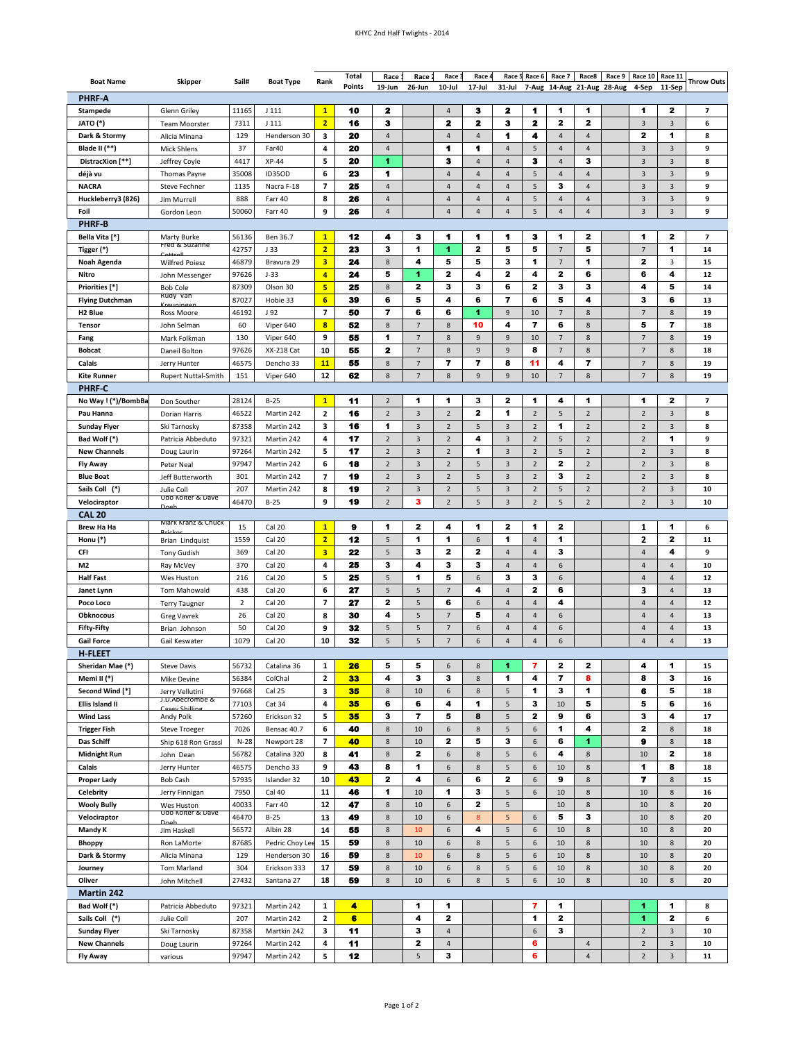KHYC 2nd Half Twlights - 2014

| Boat Name | Skipper | Sail# | Boat Type | Rank | Total Points | Race 1 19-Jun | Race 2 26-Jun | Race 3 10-Jul | Race 4 17-Jul | Race 5 31-Jul | Race 6 7-Aug | Race 7 14-Aug | Race8 21-Aug | Race 9 28-Aug | Race 10 4-Sep | Race 11 11-Sep | Throw Outs |
|---|---|---|---|---|---|---|---|---|---|---|---|---|---|---|---|---|---|
| **PHRF-A** | | | | | | | | | | | | | | | | | |
| Stampede | Glenn Griley | 11165 | J 111 | 1 | 10 | 2 | | 4 | 3 | 2 | 1 | 1 | 1 | | 1 | 2 | 7 |
| JATO (*) | Team Moorster | 7311 | J 111 | 2 | 16 | 3 | | 2 | 2 | 3 | 2 | 2 | 2 | | 3 | 3 | 6 |
| Dark & Stormy | Alicia Minana | 129 | Henderson 30 | 3 | 20 | 4 | | 4 | 4 | 1 | 4 | 4 | 4 | | 2 | 1 | 8 |
| Blade II (**) | Mick Shlens | 37 | Far40 | 4 | 20 | 4 | | 1 | 1 | 4 | 5 | 4 | 4 | | 3 | 3 | 9 |
| DistracXion [**] | Jeffrey Coyle | 4417 | XP-44 | 5 | 20 | 1 | | 3 | 4 | 4 | 3 | 4 | 3 | | 3 | 3 | 8 |
| déjà vu | Thomas Payne | 35008 | ID35OD | 6 | 23 | 1 | | 4 | 4 | 4 | 5 | 4 | 4 | | 3 | 3 | 9 |
| NACRA | Steve Fechner | 1135 | Nacra F-18 | 7 | 25 | 4 | | 4 | 4 | 4 | 5 | 3 | 4 | | 3 | 3 | 9 |
| Huckleberry3 (826) | Jim Murrell | 888 | Farr 40 | 8 | 26 | 4 | | 4 | 4 | 4 | 5 | 4 | 4 | | 3 | 3 | 9 |
| Foil | Gordon Leon | 50060 | Farr 40 | 9 | 26 | 4 | | 4 | 4 | 4 | 5 | 4 | 4 | | 3 | 3 | 9 |
| **PHRF-B** | | | | | | | | | | | | | | | | | |
| Bella Vita [*] | Marty Burke | 56136 | Ben 36.7 | 1 | 12 | 4 | 3 | 1 | 1 | 1 | 3 | 1 | 2 | | 1 | 2 | 7 |
| Tigger (*) | Fred & Suzanne Cottrell | 42757 | J 33 | 2 | 23 | 3 | 1 | 1 | 2 | 5 | 5 | 7 | 5 | | 7 | 1 | 14 |
| Noah Agenda | Wilfred Poiesz | 46879 | Bravura 29 | 3 | 24 | 8 | 4 | 5 | 5 | 3 | 1 | 7 | 1 | | 2 | 3 | 15 |
| Nitro | John Messenger | 97626 | J-33 | 4 | 24 | 5 | 1 | 2 | 4 | 2 | 4 | 2 | 6 | | 6 | 4 | 12 |
| Priorities [*] | Bob Cole | 87309 | Olson 30 | 5 | 25 | 8 | 2 | 3 | 3 | 6 | 2 | 3 | 3 | | 4 | 5 | 14 |
| Flying Dutchman | Rudy van Kreuningen | 87027 | Hobie 33 | 6 | 39 | 6 | 5 | 4 | 6 | 7 | 6 | 5 | 4 | | 3 | 6 | 13 |
| H2 Blue | Ross Moore | 46192 | J 92 | 7 | 50 | 7 | 6 | 6 | 1 | 9 | 10 | 7 | 8 | | 7 | 8 | 19 |
| Tensor | John Selman | 60 | Viper 640 | 8 | 52 | 8 | 7 | 8 | 10 | 4 | 7 | 6 | 8 | | 5 | 7 | 18 |
| Fang | Mark Folkman | 130 | Viper 640 | 9 | 55 | 1 | 7 | 8 | 9 | 9 | 10 | 7 | 8 | | 7 | 8 | 19 |
| Bobcat | Daneil Bolton | 97626 | XX-218 Cat | 10 | 55 | 2 | 7 | 8 | 9 | 9 | 8 | 7 | 8 | | 7 | 8 | 18 |
| Calais | Jerry Hunter | 46575 | Dencho 33 | 11 | 55 | 8 | 7 | 7 | 7 | 8 | 11 | 4 | 7 | | 7 | 8 | 19 |
| Kite Runner | Rupert Nuttal-Smith | 151 | Viper 640 | 12 | 62 | 8 | 7 | 8 | 9 | 9 | 10 | 7 | 8 | | 7 | 8 | 19 |
| **PHRF-C** | | | | | | | | | | | | | | | | | |
| No Way ! (*)/BombBa | Don Souther | 28124 | B-25 | 1 | 11 | 2 | 1 | 1 | 3 | 2 | 1 | 4 | 1 | | 1 | 2 | 7 |
| Pau Hanna | Dorian Harris | 46522 | Martin 242 | 2 | 16 | 2 | 3 | 2 | 2 | 1 | 2 | 5 | 2 | | 2 | 3 | 8 |
| Sunday Flyer | Ski Tarnosky | 87358 | Martin 242 | 3 | 16 | 1 | 3 | 2 | 5 | 3 | 2 | 1 | 2 | | 2 | 3 | 8 |
| Bad Wolf (*) | Patricia Abbeduto | 97321 | Martin 242 | 4 | 17 | 2 | 3 | 2 | 4 | 3 | 2 | 5 | 2 | | 2 | 1 | 9 |
| New Channels | Doug Laurin | 97264 | Martin 242 | 5 | 17 | 2 | 3 | 2 | 1 | 3 | 2 | 5 | 2 | | 2 | 3 | 8 |
| Fly Away | Peter Neal | 97947 | Martin 242 | 6 | 18 | 2 | 3 | 2 | 5 | 3 | 2 | 2 | 2 | | 2 | 3 | 8 |
| Blue Boat | Jeff Butterworth | 301 | Martin 242 | 7 | 19 | 2 | 3 | 2 | 5 | 3 | 2 | 3 | 2 | | 2 | 3 | 8 |
| Sails Coll (*) | Julie Coll | 207 | Martin 242 | 8 | 19 | 2 | 3 | 2 | 5 | 3 | 2 | 5 | 2 | | 2 | 3 | 10 |
| Velociraptor | Udo Kolter & Dave Doeh | 46470 | B-25 | 9 | 19 | 2 | 3 | 2 | 5 | 3 | 2 | 5 | 2 | | 2 | 3 | 10 |
| **CAL 20** | | | | | | | | | | | | | | | | | |
| Brew Ha Ha | Mark Kranz & Chuck Bricker | 15 | Cal 20 | 1 | 9 | 1 | 2 | 4 | 1 | 2 | 1 | 2 | | | 1 | 1 | 6 |
| Honu (*) | Brian Lindquist | 1559 | Cal 20 | 2 | 12 | 5 | 1 | 1 | 6 | 1 | 4 | 1 | | | 2 | 2 | 11 |
| CFI | Tony Gudish | 369 | Cal 20 | 3 | 22 | 5 | 3 | 2 | 2 | 4 | 4 | 3 | | | 4 | 4 | 9 |
| M2 | Ray McVey | 370 | Cal 20 | 4 | 25 | 3 | 4 | 3 | 3 | 4 | 4 | 6 | | | 4 | 4 | 10 |
| Half Fast | Wes Huston | 216 | Cal 20 | 5 | 25 | 5 | 1 | 5 | 6 | 3 | 3 | 6 | | | 4 | 4 | 12 |
| Janet Lynn | Tom Mahowald | 438 | Cal 20 | 6 | 27 | 5 | 5 | 7 | 4 | 4 | 2 | 6 | | | 3 | 4 | 13 |
| Poco Loco | Terry Taugner | 2 | Cal 20 | 7 | 27 | 2 | 5 | 6 | 6 | 4 | 4 | 4 | | | 4 | 4 | 12 |
| Obknocous | Greg Vavrek | 26 | Cal 20 | 8 | 30 | 4 | 5 | 7 | 5 | 4 | 4 | 6 | | | 4 | 4 | 13 |
| Fifty-Fifty | Brian Johnson | 50 | Cal 20 | 9 | 32 | 5 | 5 | 7 | 6 | 4 | 4 | 6 | | | 4 | 4 | 13 |
| Gail Force | Gail Keswater | 1079 | Cal 20 | 10 | 32 | 5 | 5 | 7 | 6 | 4 | 4 | 6 | | | 4 | 4 | 13 |
| **H-FLEET** | | | | | | | | | | | | | | | | | |
| Sheridan Mae (*) | Steve Davis | 56732 | Catalina 36 | 1 | 26 | 5 | 5 | 6 | 8 | 1 | 7 | 2 | 2 | | 4 | 1 | 15 |
| Memi II (*) | Mike Devine | 56384 | ColChal | 2 | 33 | 4 | 3 | 3 | 8 | 1 | 4 | 7 | 8 | | 8 | 3 | 16 |
| Second Wind [*] | Jerry Vellutini | 97668 | Cal 25 | 3 | 35 | 8 | 10 | 6 | 8 | 5 | 1 | 3 | 1 | | 6 | 5 | 18 |
| Ellis Island II | J.D.Abecrombe & Casey Shilling | 77103 | Cat 34 | 4 | 35 | 6 | 6 | 4 | 1 | 5 | 3 | 10 | 5 | | 5 | 6 | 16 |
| Wind Lass | Andy Polk | 57260 | Erickson 32 | 5 | 35 | 3 | 7 | 5 | 8 | 5 | 2 | 9 | 6 | | 3 | 4 | 17 |
| Trigger Fish | Steve Troeger | 7026 | Bensac 40.7 | 6 | 40 | 8 | 10 | 6 | 8 | 5 | 6 | 1 | 4 | | 2 | 8 | 18 |
| Das Schiff | Ship 618 Ron Grassl | N-28 | Newport 28 | 7 | 40 | 8 | 10 | 2 | 5 | 3 | 6 | 6 | 1 | | 9 | 8 | 18 |
| Midnight Run | John Dean | 56782 | Catalina 320 | 8 | 41 | 8 | 2 | 6 | 8 | 5 | 6 | 4 | 8 | | 10 | 2 | 18 |
| Calais | Jerry Hunter | 46575 | Dencho 33 | 9 | 43 | 8 | 1 | 6 | 8 | 5 | 6 | 10 | 8 | | 1 | 8 | 18 |
| Proper Lady | Bob Cash | 57935 | Islander 32 | 10 | 43 | 2 | 4 | 6 | 6 | 2 | 6 | 9 | 8 | | 7 | 8 | 15 |
| Celebrity | Jerry Finnigan | 7950 | Cal 40 | 11 | 46 | 1 | 10 | 1 | 3 | 5 | 6 | 10 | 8 | | 10 | 8 | 16 |
| Wooly Bully | Wes Huston | 40033 | Farr 40 | 12 | 47 | 8 | 10 | 6 | 2 | 5 | | 10 | 8 | | 10 | 8 | 20 |
| Velociraptor | Udo Kolter & Dave Doeh | 46470 | B-25 | 13 | 49 | 8 | 10 | 6 | 8 | 5 | 6 | 5 | 3 | | 10 | 8 | 20 |
| Mandy K | Jim Haskell | 56572 | Albin 28 | 14 | 55 | 8 | 10 | 6 | 4 | 5 | 6 | 10 | 8 | | 10 | 8 | 20 |
| Bhoppy | Ron LaMorte | 87685 | Pedric Choy Lee | 15 | 59 | 8 | 10 | 6 | 8 | 5 | 6 | 10 | 8 | | 10 | 8 | 20 |
| Dark & Stormy | Alicia Minana | 129 | Henderson 30 | 16 | 59 | 8 | 10 | 6 | 8 | 5 | 6 | 10 | 8 | | 10 | 8 | 20 |
| Journey | Tom Marland | 304 | Erickson 333 | 17 | 59 | 8 | 10 | 6 | 8 | 5 | 6 | 10 | 8 | | 10 | 8 | 20 |
| Oliver | John Mitchell | 27432 | Santana 27 | 18 | 59 | 8 | 10 | 6 | 8 | 5 | 6 | 10 | 8 | | 10 | 8 | 20 |
| **Martin 242** | | | | | | | | | | | | | | | | | |
| Bad Wolf (*) | Patricia Abbeduto | 97321 | Martin 242 | 1 | 4 | | 1 | 1 | | | 7 | 1 | | | 1 | 1 | 8 |
| Sails Coll (*) | Julie Coll | 207 | Martin 242 | 2 | 6 | | 4 | 2 | | | 1 | 2 | | | 1 | 2 | 6 |
| Sunday Flyer | Ski Tarnosky | 87358 | Martkin 242 | 3 | 11 | | 3 | 4 | | | 6 | 3 | | | 2 | 3 | 10 |
| New Channels | Doug Laurin | 97264 | Martin 242 | 4 | 11 | | 2 | 4 | | | 6 | | 4 | | 2 | 3 | 10 |
| Fly Away | various | 97947 | Martin 242 | 5 | 12 | | 5 | 3 | | | 6 | | 4 | | 2 | 3 | 11 |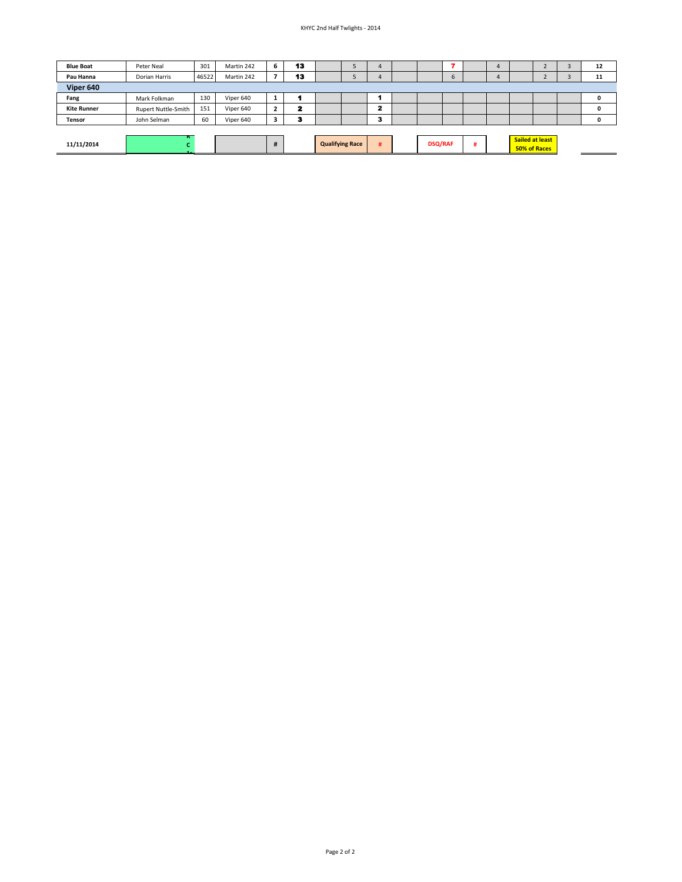| | | | | | | | | | | | | | | | | | | |
|---|---|---|---|---|---|---|---|---|---|---|---|---|---|---|---|---|---|---|
| **Blue Boat** | Peter Neal | 301 | Martin 242 | **6** | **13** | | 5 | 4 | | | **7** | | 4 | | 2 | 3 | | **12** |
| **Pau Hanna** | Dorian Harris | 46522 | Martin 242 | **7** | **13** | | 5 | 4 | | | 6 | | 4 | | 2 | 3 | | **11** |
| **Viper 640** | | | | | | | | | | | | | | | | | | |
| **Fang** | Mark Folkman | 130 | Viper 640 | **1** | **1** | | | **1** | | | | | | | | | | **0** |
| **Kite Runner** | Rupert Nuttle-Smith | 151 | Viper 640 | **2** | **2** | | | **2** | | | | | | | | | | **0** |
| **Tensor** | John Selman | 60 | Viper 640 | **3** | **3** | | | **3** | | | | | | | | | | **0** |

**11/11/2014**

R C 1 | # | **Qualifying Race** | # | **DSQ/RAF** | # | **Sailed at least 50% of Races**